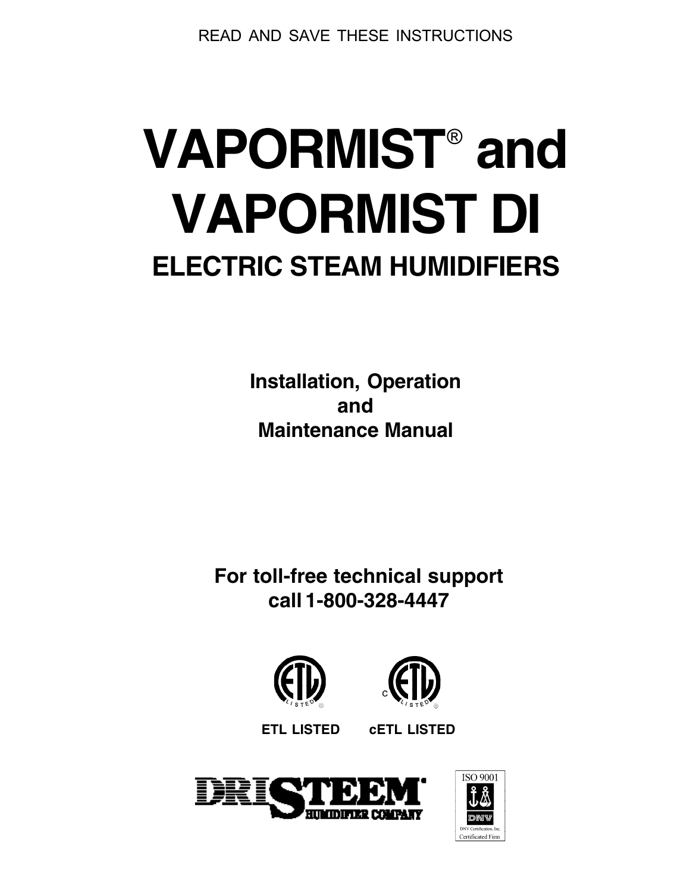READ AND SAVE THESE INSTRUCTIONS

# VAPORMIST® and VAPORMIST DI

## ELECTRIC STEAM HUMIDIFIERS

**Installation, Operation and Maintenance Manual**

**For toll-free technical support call 1-800-328-4447**

**ETL LISTED** **cETL LISTED**

DRISTEEM HUMIDIFIER COMPANY

ISO 9001
DNV Certification, Inc.
Certificated Firm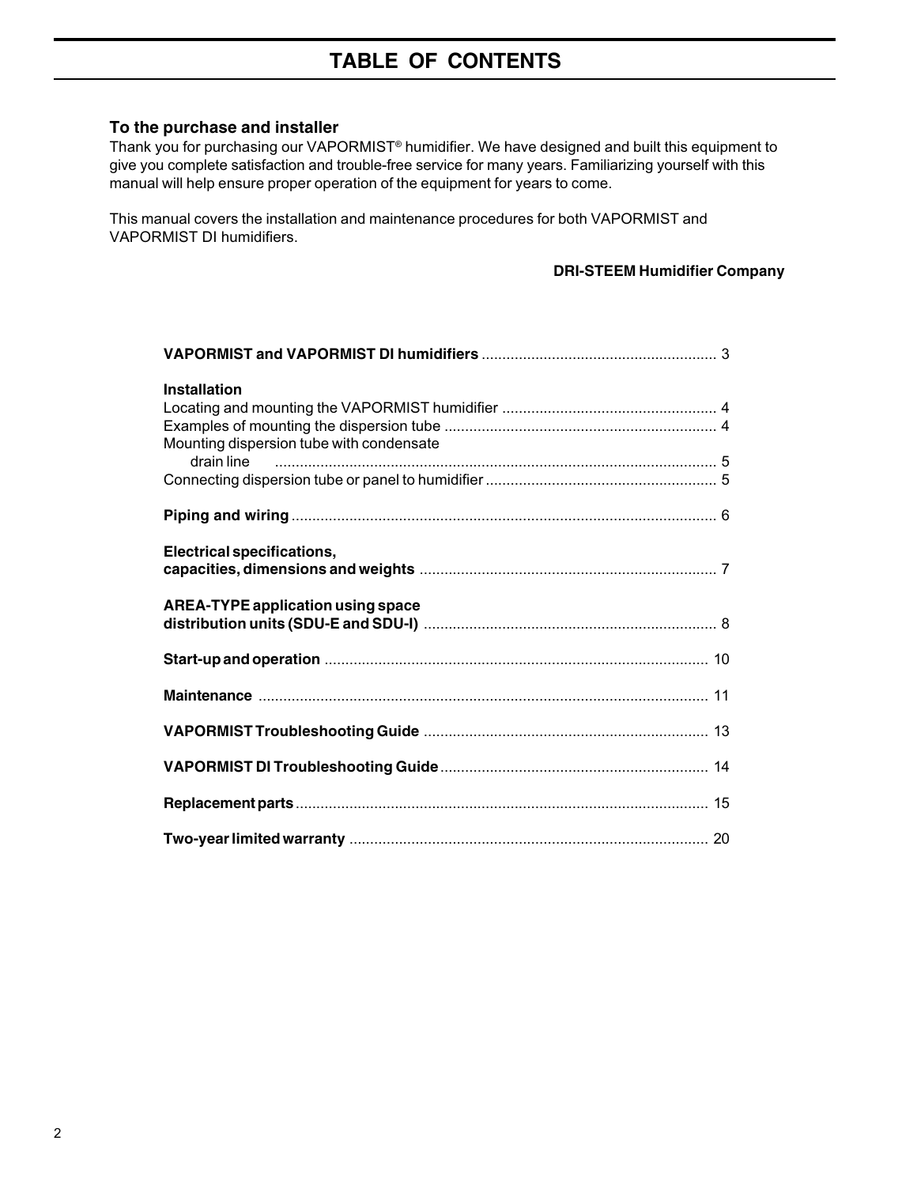# TABLE OF CONTENTS

### To the purchase and installer

Thank you for purchasing our VAPORMIST® humidifier. We have designed and built this equipment to give you complete satisfaction and trouble-free service for many years. Familiarizing yourself with this manual will help ensure proper operation of the equipment for years to come.

This manual covers the installation and maintenance procedures for both VAPORMIST and VAPORMIST DI humidifiers.

**DRI-STEEM Humidifier Company**

**VAPORMIST and VAPORMIST DI humidifiers** ........................................................ 3

**Installation**
Locating and mounting the VAPORMIST humidifier ................................................... 4
Examples of mounting the dispersion tube ................................................................. 4
Mounting dispersion tube with condensate
drain line .......................................................................................................... 5
Connecting dispersion tube or panel to humidifier ....................................................... 5

**Piping and wiring** ...................................................................................................... 6

**Electrical specifications, capacities, dimensions and weights** ....................................................................... 7

**AREA-TYPE application using space distribution units (SDU-E and SDU-I)** ...................................................................... 8

**Start-up and operation** ............................................................................................ 10

**Maintenance** ........................................................................................................... 11

**VAPORMIST Troubleshooting Guide** .................................................................... 13

**VAPORMIST DI Troubleshooting Guide** ................................................................ 14

**Replacement parts** ................................................................................................... 15

**Two-year limited warranty** ...................................................................................... 20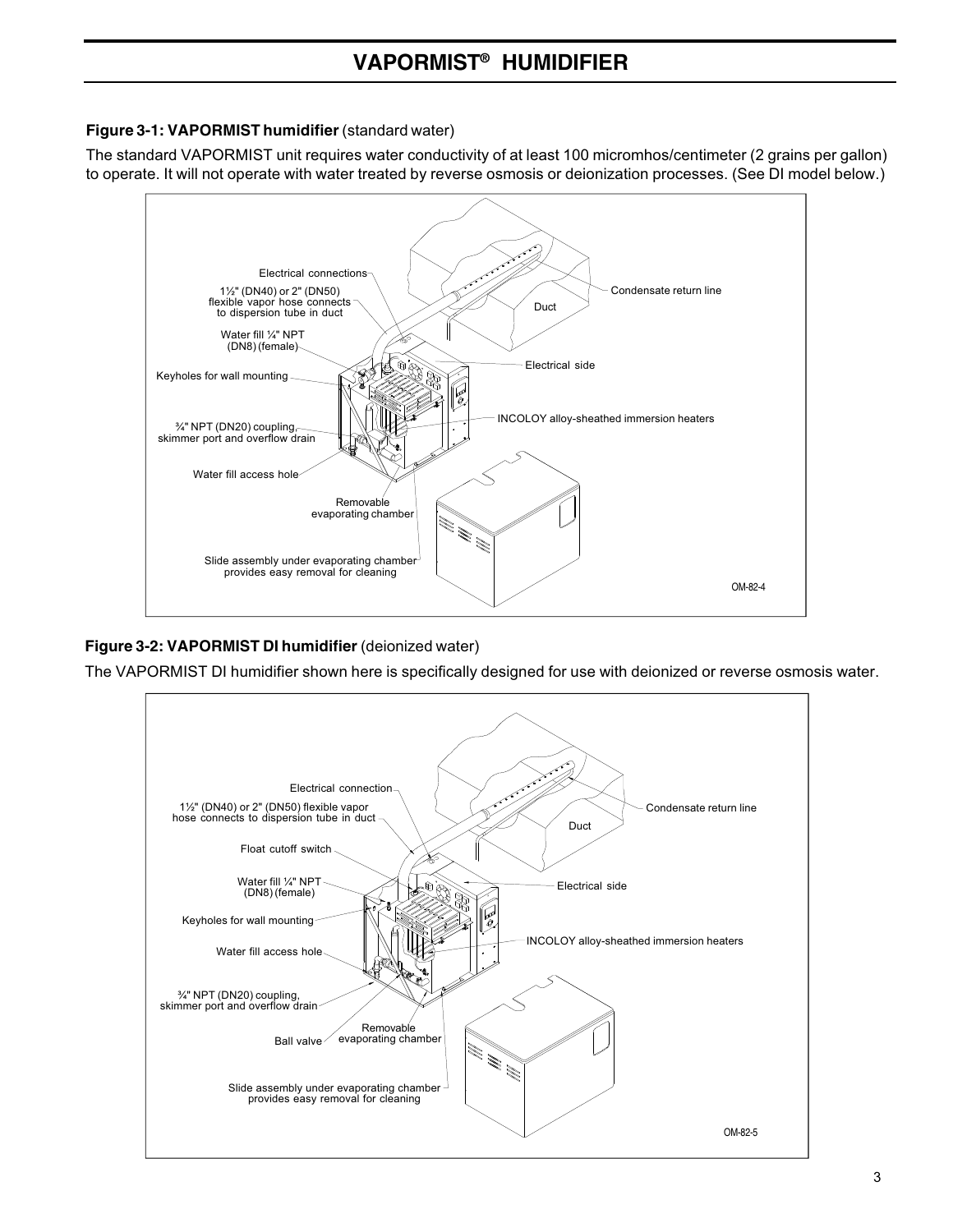# VAPORMIST® HUMIDIFIER

**Figure 3-1: VAPORMIST humidifier** (standard water)

The standard VAPORMIST unit requires water conductivity of at least 100 micromhos/centimeter (2 grains per gallon) to operate. It will not operate with water treated by reverse osmosis or deionization processes. (See DI model below.)

Electrical connections

1½" (DN40) or 2" (DN50) flexible vapor hose connects to dispersion tube in duct

Water fill ¼" NPT (DN8) (female)

Keyholes for wall mounting

¾" NPT (DN20) coupling, skimmer port and overflow drain

Water fill access hole

Removable evaporating chamber

Slide assembly under evaporating chamber provides easy removal for cleaning

Condensate return line

Duct

Electrical side

INCOLOY alloy-sheathed immersion heaters

OM-82-4

**Figure 3-2: VAPORMIST DI humidifier** (deionized water)

The VAPORMIST DI humidifier shown here is specifically designed for use with deionized or reverse osmosis water.

Electrical connection

1½" (DN40) or 2" (DN50) flexible vapor hose connects to dispersion tube in duct

Float cutoff switch

Water fill ¼" NPT (DN8) (female)

Keyholes for wall mounting

Water fill access hole

¾" NPT (DN20) coupling, skimmer port and overflow drain

Ball valve

Removable evaporating chamber

Slide assembly under evaporating chamber provides easy removal for cleaning

Condensate return line

Duct

Electrical side

INCOLOY alloy-sheathed immersion heaters

OM-82-5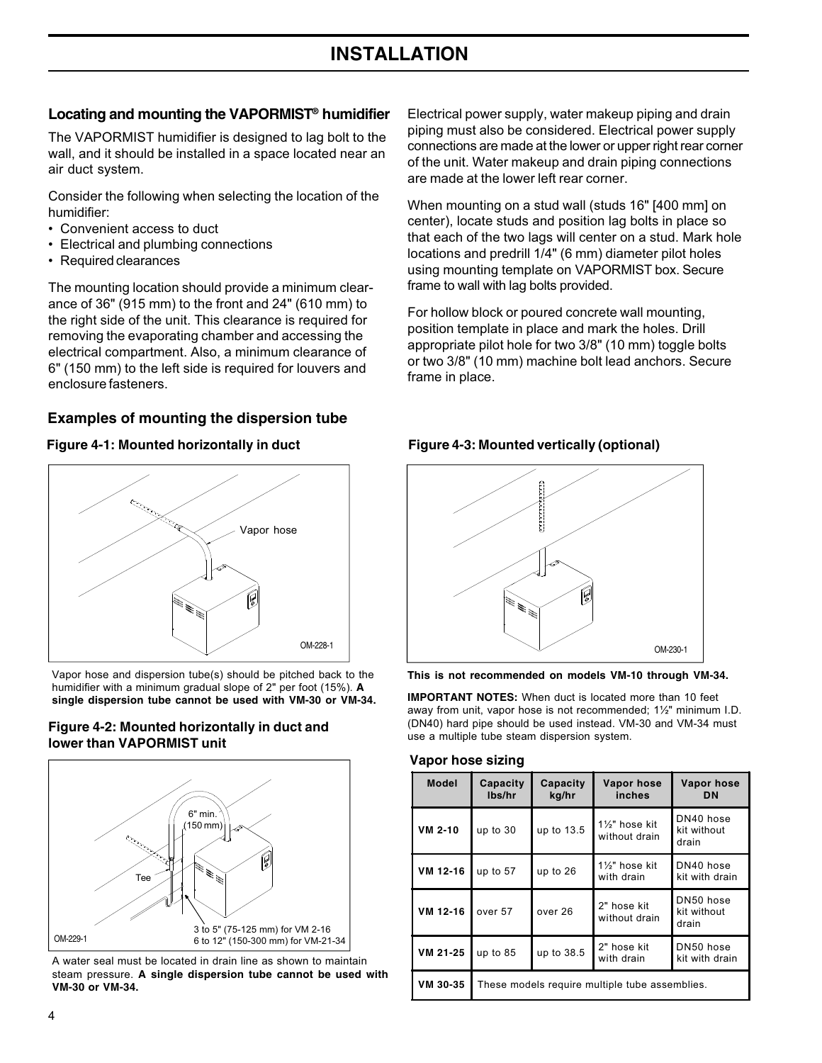# INSTALLATION

## Locating and mounting the VAPORMIST® humidifier

The VAPORMIST humidifier is designed to lag bolt to the wall, and it should be installed in a space located near an air duct system.

Consider the following when selecting the location of the humidifier:

- Convenient access to duct
- Electrical and plumbing connections
- Required clearances

The mounting location should provide a minimum clearance of 36" (915 mm) to the front and 24" (610 mm) to the right side of the unit. This clearance is required for removing the evaporating chamber and accessing the electrical compartment. Also, a minimum clearance of 6" (150 mm) to the left side is required for louvers and enclosure fasteners.

Electrical power supply, water makeup piping and drain piping must also be considered. Electrical power supply connections are made at the lower or upper right rear corner of the unit. Water makeup and drain piping connections are made at the lower left rear corner.

When mounting on a stud wall (studs 16" [400 mm] on center), locate studs and position lag bolts in place so that each of the two lags will center on a stud. Mark hole locations and predrill 1/4" (6 mm) diameter pilot holes using mounting template on VAPORMIST box. Secure frame to wall with lag bolts provided.

For hollow block or poured concrete wall mounting, position template in place and mark the holes. Drill appropriate pilot hole for two 3/8" (10 mm) toggle bolts or two 3/8" (10 mm) machine bolt lead anchors. Secure frame in place.

## Examples of mounting the dispersion tube

**Figure 4-1: Mounted horizontally in duct**

Vapor hose

OM-228-1

Vapor hose and dispersion tube(s) should be pitched back to the humidifier with a minimum gradual slope of 2" per foot (15%). **A single dispersion tube cannot be used with VM-30 or VM-34.**

**Figure 4-2: Mounted horizontally in duct and lower than VAPORMIST unit**

6" min. (150 mm)

Tee

3 to 5" (75-125 mm) for VM 2-16
6 to 12" (150-300 mm) for VM-21-34

OM-229-1

A water seal must be located in drain line as shown to maintain steam pressure. **A single dispersion tube cannot be used with VM-30 or VM-34.**

**Figure 4-3: Mounted vertically (optional)**

OM-230-1

**This is not recommended on models VM-10 through VM-34.**

**IMPORTANT NOTES:** When duct is located more than 10 feet away from unit, vapor hose is not recommended; 1½" minimum I.D. (DN40) hard pipe should be used instead. VM-30 and VM-34 must use a multiple tube steam dispersion system.

### Vapor hose sizing

| Model | Capacity lbs/hr | Capacity kg/hr | Vapor hose inches | Vapor hose DN |
|---|---|---|---|---|
| VM 2-10 | up to 30 | up to 13.5 | 1½" hose kit without drain | DN40 hose kit without drain |
| VM 12-16 | up to 57 | up to 26 | 1½" hose kit with drain | DN40 hose kit with drain |
| VM 12-16 | over 57 | over 26 | 2" hose kit without drain | DN50 hose kit without drain |
| VM 21-25 | up to 85 | up to 38.5 | 2" hose kit with drain | DN50 hose kit with drain |
| VM 30-35 | These models require multiple tube assemblies. | | | |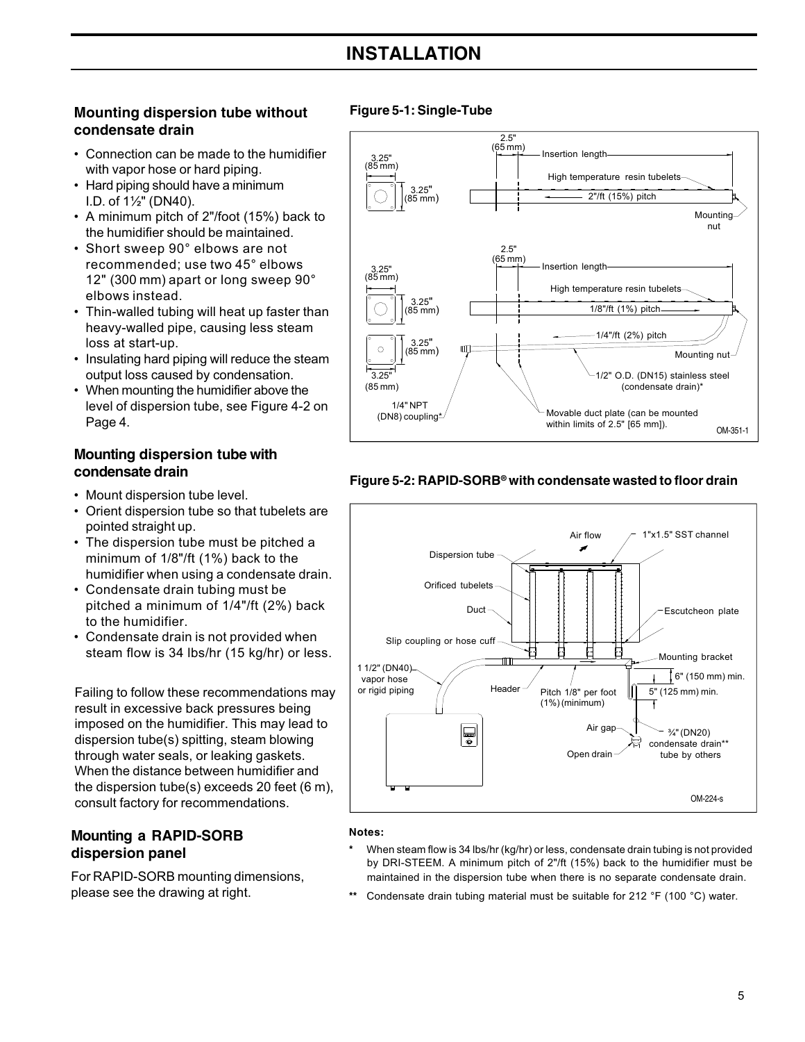# INSTALLATION

### Mounting dispersion tube without condensate drain

- Connection can be made to the humidifier with vapor hose or hard piping.
- Hard piping should have a minimum I.D. of 1½" (DN40).
- A minimum pitch of 2"/foot (15%) back to the humidifier should be maintained.
- Short sweep 90° elbows are not recommended; use two 45° elbows 12" (300 mm) apart or long sweep 90° elbows instead.
- Thin-walled tubing will heat up faster than heavy-walled pipe, causing less steam loss at start-up.
- Insulating hard piping will reduce the steam output loss caused by condensation.
- When mounting the humidifier above the level of dispersion tube, see Figure 4-2 on Page 4.

### Mounting dispersion tube with condensate drain

- Mount dispersion tube level.
- Orient dispersion tube so that tubelets are pointed straight up.
- The dispersion tube must be pitched a minimum of 1/8"/ft (1%) back to the humidifier when using a condensate drain.
- Condensate drain tubing must be pitched a minimum of 1/4"/ft (2%) back to the humidifier.
- Condensate drain is not provided when steam flow is 34 lbs/hr (15 kg/hr) or less.

Failing to follow these recommendations may result in excessive back pressures being imposed on the humidifier. This may lead to dispersion tube(s) spitting, steam blowing through water seals, or leaking gaskets. When the distance between humidifier and the dispersion tube(s) exceeds 20 feet (6 m), consult factory for recommendations.

### Mounting a RAPID-SORB dispersion panel

For RAPID-SORB mounting dimensions, please see the drawing at right.

**Figure 5-1: Single-Tube**

**Figure 5-2: RAPID-SORB® with condensate wasted to floor drain**

**Notes:**

\* When steam flow is 34 lbs/hr (kg/hr) or less, condensate drain tubing is not provided by DRI-STEEM. A minimum pitch of 2"/ft (15%) back to the humidifier must be maintained in the dispersion tube when there is no separate condensate drain.

\*\* Condensate drain tubing material must be suitable for 212 °F (100 °C) water.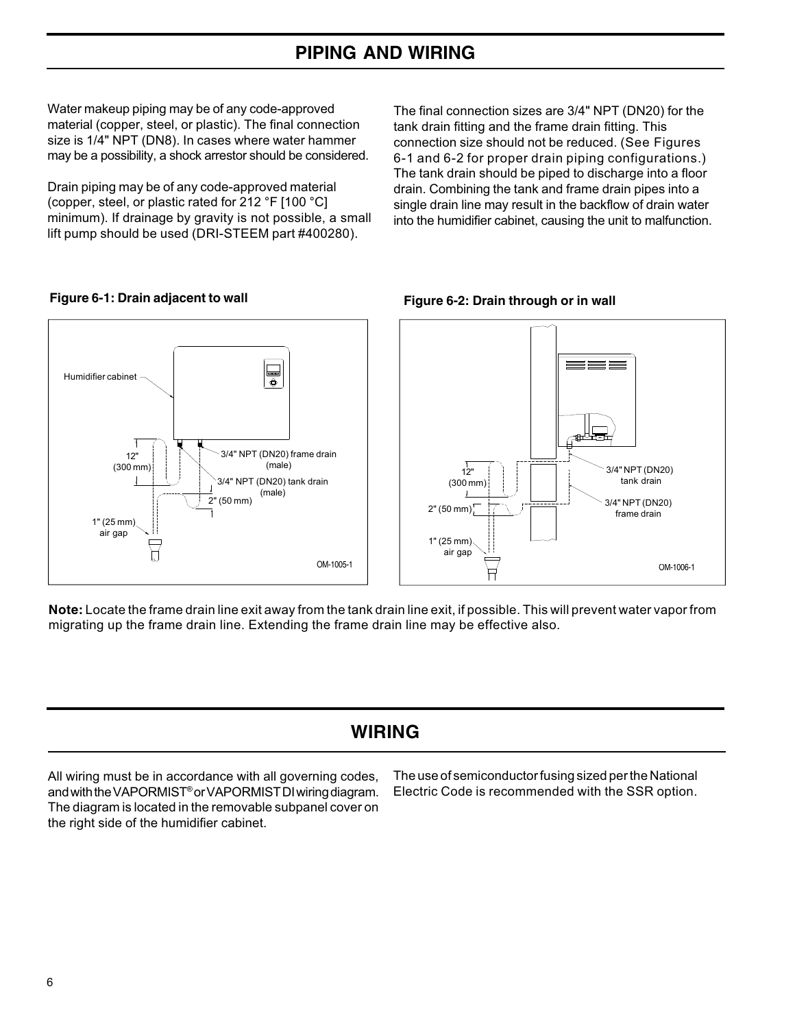# PIPING AND WIRING

Water makeup piping may be of any code-approved material (copper, steel, or plastic). The final connection size is 1/4" NPT (DN8). In cases where water hammer may be a possibility, a shock arrestor should be considered.

Drain piping may be of any code-approved material (copper, steel, or plastic rated for 212 °F [100 °C] minimum). If drainage by gravity is not possible, a small lift pump should be used (DRI-STEEM part #400280).

The final connection sizes are 3/4" NPT (DN20) for the tank drain fitting and the frame drain fitting. This connection size should not be reduced. (See Figures 6-1 and 6-2 for proper drain piping configurations.) The tank drain should be piped to discharge into a floor drain. Combining the tank and frame drain pipes into a single drain line may result in the backflow of drain water into the humidifier cabinet, causing the unit to malfunction.

**Figure 6-1: Drain adjacent to wall**

Humidifier cabinet

12" (300 mm)

3/4" NPT (DN20) frame drain (male)

3/4" NPT (DN20) tank drain (male)

2" (50 mm)

1" (25 mm) air gap

OM-1005-1

**Figure 6-2: Drain through or in wall**

12" (300 mm)

2" (50 mm)

1" (25 mm) air gap

3/4" NPT (DN20) tank drain

3/4" NPT (DN20) frame drain

OM-1006-1

**Note:** Locate the frame drain line exit away from the tank drain line exit, if possible. This will prevent water vapor from migrating up the frame drain line. Extending the frame drain line may be effective also.

# WIRING

All wiring must be in accordance with all governing codes, and with the VAPORMIST® or VAPORMIST DI wiring diagram. The diagram is located in the removable subpanel cover on the right side of the humidifier cabinet.

The use of semiconductor fusing sized per the National Electric Code is recommended with the SSR option.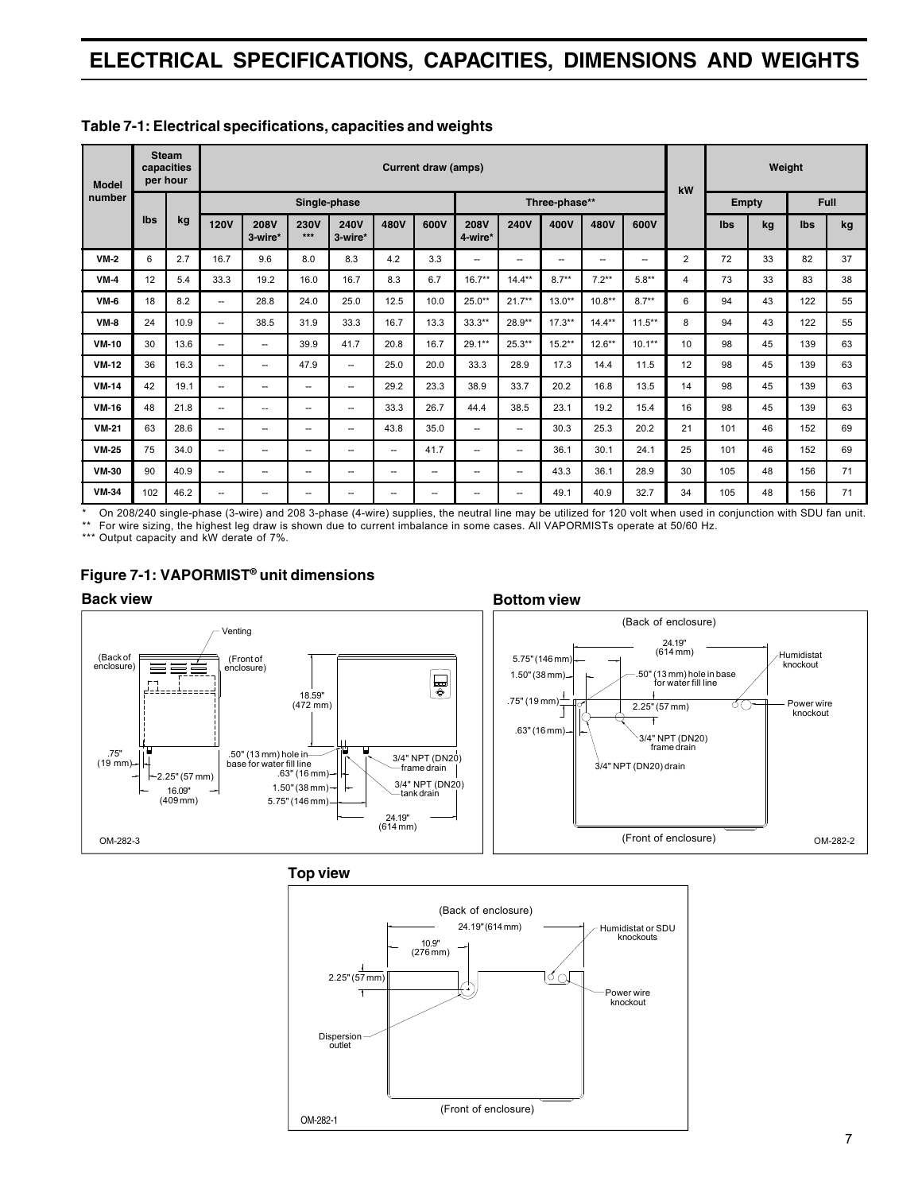# ELECTRICAL SPECIFICATIONS, CAPACITIES, DIMENSIONS AND WEIGHTS

### Table 7-1: Electrical specifications, capacities and weights

| Model number | Steam capacities per hour | | Current draw (amps) | | | | | | | | | | | | kW | Weight | | | |
|---|---|---|---|---|---|---|---|---|---|---|---|---|---|---|---|---|---|---|---|
| | | | Single-phase | | | | | | Three-phase** | | | | | | | Empty | | Full | |
| | lbs | kg | 120V | 208V 3-wire* | 230V *** | 240V 3-wire* | 480V | 600V | 208V 4-wire* | 240V | 400V | 480V | 600V | | lbs | kg | lbs | kg |
| VM-2 | 6 | 2.7 | 16.7 | 9.6 | 8.0 | 8.3 | 4.2 | 3.3 | -- | -- | -- | -- | -- | 2 | 72 | 33 | 82 | 37 |
| VM-4 | 12 | 5.4 | 33.3 | 19.2 | 16.0 | 16.7 | 8.3 | 6.7 | 16.7** | 14.4** | 8.7** | 7.2** | 5.8** | 4 | 73 | 33 | 83 | 38 |
| VM-6 | 18 | 8.2 | -- | 28.8 | 24.0 | 25.0 | 12.5 | 10.0 | 25.0** | 21.7** | 13.0** | 10.8** | 8.7** | 6 | 94 | 43 | 122 | 55 |
| VM-8 | 24 | 10.9 | -- | 38.5 | 31.9 | 33.3 | 16.7 | 13.3 | 33.3** | 28.9** | 17.3** | 14.4** | 11.5** | 8 | 94 | 43 | 122 | 55 |
| VM-10 | 30 | 13.6 | -- | -- | 39.9 | 41.7 | 20.8 | 16.7 | 29.1** | 25.3** | 15.2** | 12.6** | 10.1** | 10 | 98 | 45 | 139 | 63 |
| VM-12 | 36 | 16.3 | -- | -- | 47.9 | -- | 25.0 | 20.0 | 33.3 | 28.9 | 17.3 | 14.4 | 11.5 | 12 | 98 | 45 | 139 | 63 |
| VM-14 | 42 | 19.1 | -- | -- | -- | -- | 29.2 | 23.3 | 38.9 | 33.7 | 20.2 | 16.8 | 13.5 | 14 | 98 | 45 | 139 | 63 |
| VM-16 | 48 | 21.8 | -- | -- | -- | -- | 33.3 | 26.7 | 44.4 | 38.5 | 23.1 | 19.2 | 15.4 | 16 | 98 | 45 | 139 | 63 |
| VM-21 | 63 | 28.6 | -- | -- | -- | -- | 43.8 | 35.0 | -- | -- | 30.3 | 25.3 | 20.2 | 21 | 101 | 46 | 152 | 69 |
| VM-25 | 75 | 34.0 | -- | -- | -- | -- | -- | 41.7 | -- | -- | 36.1 | 30.1 | 24.1 | 25 | 101 | 46 | 152 | 69 |
| VM-30 | 90 | 40.9 | -- | -- | -- | -- | -- | -- | -- | -- | 43.3 | 36.1 | 28.9 | 30 | 105 | 48 | 156 | 71 |
| VM-34 | 102 | 46.2 | -- | -- | -- | -- | -- | -- | -- | -- | 49.1 | 40.9 | 32.7 | 34 | 105 | 48 | 156 | 71 |

\* On 208/240 single-phase (3-wire) and 208 3-phase (4-wire) supplies, the neutral line may be utilized for 120 volt when used in conjunction with SDU fan unit.

** For wire sizing, the highest leg draw is shown due to current imbalance in some cases. All VAPORMISTs operate at 50/60 Hz.

*** Output capacity and kW derate of 7%.

### Figure 7-1: VAPORMIST® unit dimensions

**Back view**

Venting; (Back of enclosure); (Front of enclosure); 18.59" (472 mm); .75" (19 mm); 2.25" (57 mm); 16.09" (409 mm); .50" (13 mm) hole in base for water fill line; .63" (16 mm); 1.50" (38 mm); 5.75" (146 mm); 3/4" NPT (DN20) frame drain; 3/4" NPT (DN20) tank drain; 24.19" (614 mm)

OM-282-3

**Bottom view**

(Back of enclosure); 24.19" (614 mm); 5.75" (146 mm); 1.50" (38 mm); .50" (13 mm) hole in base for water fill line; Humidistat knockout; .75" (19 mm); 2.25" (57 mm); Power wire knockout; .63" (16 mm); 3/4" NPT (DN20) frame drain; 3/4" NPT (DN20) drain; (Front of enclosure)

OM-282-2

**Top view**

(Back of enclosure); 24.19" (614 mm); 10.9" (276 mm); 2.25" (57 mm); Humidistat or SDU knockouts; Power wire knockout; Dispersion outlet; (Front of enclosure)

OM-282-1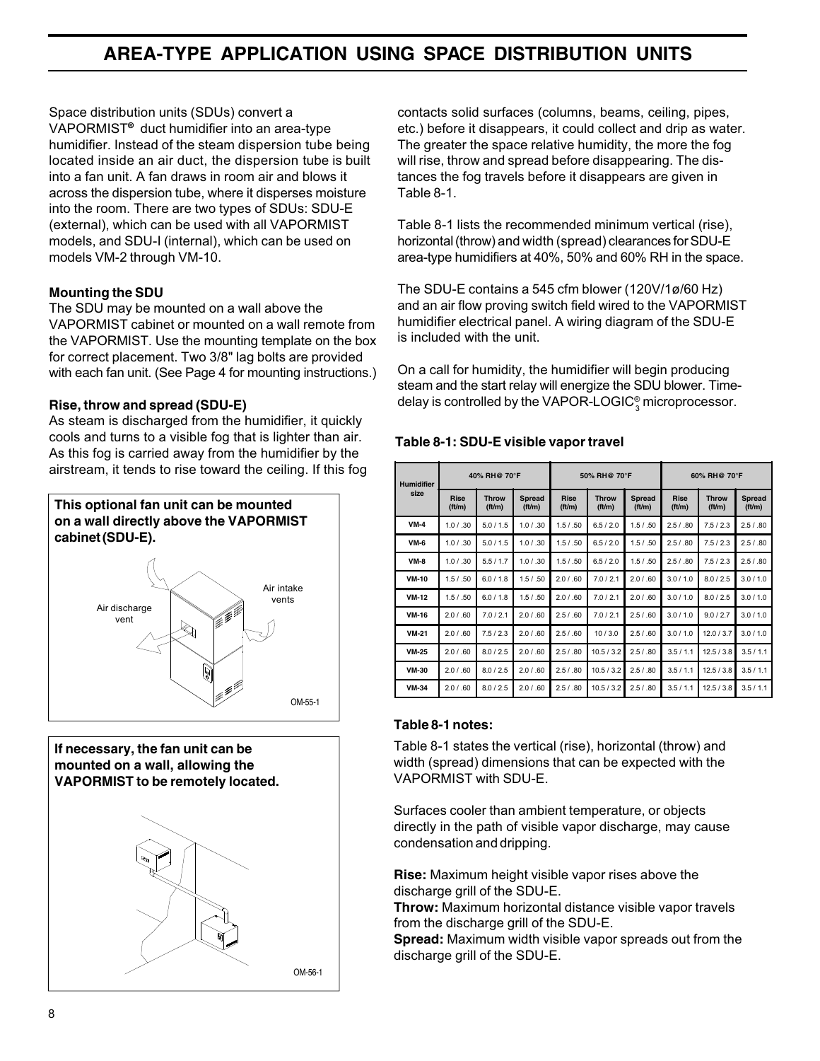# AREA-TYPE APPLICATION USING SPACE DISTRIBUTION UNITS

Space distribution units (SDUs) convert a VAPORMIST® duct humidifier into an area-type humidifier. Instead of the steam dispersion tube being located inside an air duct, the dispersion tube is built into a fan unit. A fan draws in room air and blows it across the dispersion tube, where it disperses moisture into the room. There are two types of SDUs: SDU-E (external), which can be used with all VAPORMIST models, and SDU-I (internal), which can be used on models VM-2 through VM-10.

**Mounting the SDU**

The SDU may be mounted on a wall above the VAPORMIST cabinet or mounted on a wall remote from the VAPORMIST. Use the mounting template on the box for correct placement. Two 3/8" lag bolts are provided with each fan unit. (See Page 4 for mounting instructions.)

**Rise, throw and spread (SDU-E)**

As steam is discharged from the humidifier, it quickly cools and turns to a visible fog that is lighter than air. As this fog is carried away from the humidifier by the airstream, it tends to rise toward the ceiling. If this fog contacts solid surfaces (columns, beams, ceiling, pipes, etc.) before it disappears, it could collect and drip as water. The greater the space relative humidity, the more the fog will rise, throw and spread before disappearing. The distances the fog travels before it disappears are given in Table 8-1.

**This optional fan unit can be mounted on a wall directly above the VAPORMIST cabinet (SDU-E).**

Air discharge vent

Air intake vents

OM-55-1

**If necessary, the fan unit can be mounted on a wall, allowing the VAPORMIST to be remotely located.**

OM-56-1

Table 8-1 lists the recommended minimum vertical (rise), horizontal (throw) and width (spread) clearances for SDU-E area-type humidifiers at 40%, 50% and 60% RH in the space.

The SDU-E contains a 545 cfm blower (120V/1ø/60 Hz) and an air flow proving switch field wired to the VAPORMIST humidifier electrical panel. A wiring diagram of the SDU-E is included with the unit.

On a call for humidity, the humidifier will begin producing steam and the start relay will energize the SDU blower. Time-delay is controlled by the VAPOR-LOGIC®$_3$ microprocessor.

**Table 8-1: SDU-E visible vapor travel**

| Humidifier size | 40% RH@ 70°F | | | 50% RH@ 70°F | | | 60% RH@ 70°F | | |
|---|---|---|---|---|---|---|---|---|---|
| | Rise (ft/m) | Throw (ft/m) | Spread (ft/m) | Rise (ft/m) | Throw (ft/m) | Spread (ft/m) | Rise (ft/m) | Throw (ft/m) | Spread (ft/m) |
| VM-4 | 1.0 / .30 | 5.0 / 1.5 | 1.0 / .30 | 1.5 / .50 | 6.5 / 2.0 | 1.5 / .50 | 2.5 / .80 | 7.5 / 2.3 | 2.5 / .80 |
| VM-6 | 1.0 / .30 | 5.0 / 1.5 | 1.0 / .30 | 1.5 / .50 | 6.5 / 2.0 | 1.5 / .50 | 2.5 / .80 | 7.5 / 2.3 | 2.5 / .80 |
| VM-8 | 1.0 / .30 | 5.5 / 1.7 | 1.0 / .30 | 1.5 / .50 | 6.5 / 2.0 | 1.5 / .50 | 2.5 / .80 | 7.5 / 2.3 | 2.5 / .80 |
| VM-10 | 1.5 / .50 | 6.0 / 1.8 | 1.5 / .50 | 2.0 / .60 | 7.0 / 2.1 | 2.0 / .60 | 3.0 / 1.0 | 8.0 / 2.5 | 3.0 / 1.0 |
| VM-12 | 1.5 / .50 | 6.0 / 1.8 | 1.5 / .50 | 2.0 / .60 | 7.0 / 2.1 | 2.0 / .60 | 3.0 / 1.0 | 8.0 / 2.5 | 3.0 / 1.0 |
| VM-16 | 2.0 / .60 | 7.0 / 2.1 | 2.0 / .60 | 2.5 / .60 | 7.0 / 2.1 | 2.5 / .60 | 3.0 / 1.0 | 9.0 / 2.7 | 3.0 / 1.0 |
| VM-21 | 2.0 / .60 | 7.5 / 2.3 | 2.0 / .60 | 2.5 / .60 | 10 / 3.0 | 2.5 / .60 | 3.0 / 1.0 | 12.0 / 3.7 | 3.0 / 1.0 |
| VM-25 | 2.0 / .60 | 8.0 / 2.5 | 2.0 / .60 | 2.5 / .80 | 10.5 / 3.2 | 2.5 / .80 | 3.5 / 1.1 | 12.5 / 3.8 | 3.5 / 1.1 |
| VM-30 | 2.0 / .60 | 8.0 / 2.5 | 2.0 / .60 | 2.5 / .80 | 10.5 / 3.2 | 2.5 / .80 | 3.5 / 1.1 | 12.5 / 3.8 | 3.5 / 1.1 |
| VM-34 | 2.0 / .60 | 8.0 / 2.5 | 2.0 / .60 | 2.5 / .80 | 10.5 / 3.2 | 2.5 / .80 | 3.5 / 1.1 | 12.5 / 3.8 | 3.5 / 1.1 |

**Table 8-1 notes:**

Table 8-1 states the vertical (rise), horizontal (throw) and width (spread) dimensions that can be expected with the VAPORMIST with SDU-E.

Surfaces cooler than ambient temperature, or objects directly in the path of visible vapor discharge, may cause condensation and dripping.

**Rise:** Maximum height visible vapor rises above the discharge grill of the SDU-E.
**Throw:** Maximum horizontal distance visible vapor travels from the discharge grill of the SDU-E.
**Spread:** Maximum width visible vapor spreads out from the discharge grill of the SDU-E.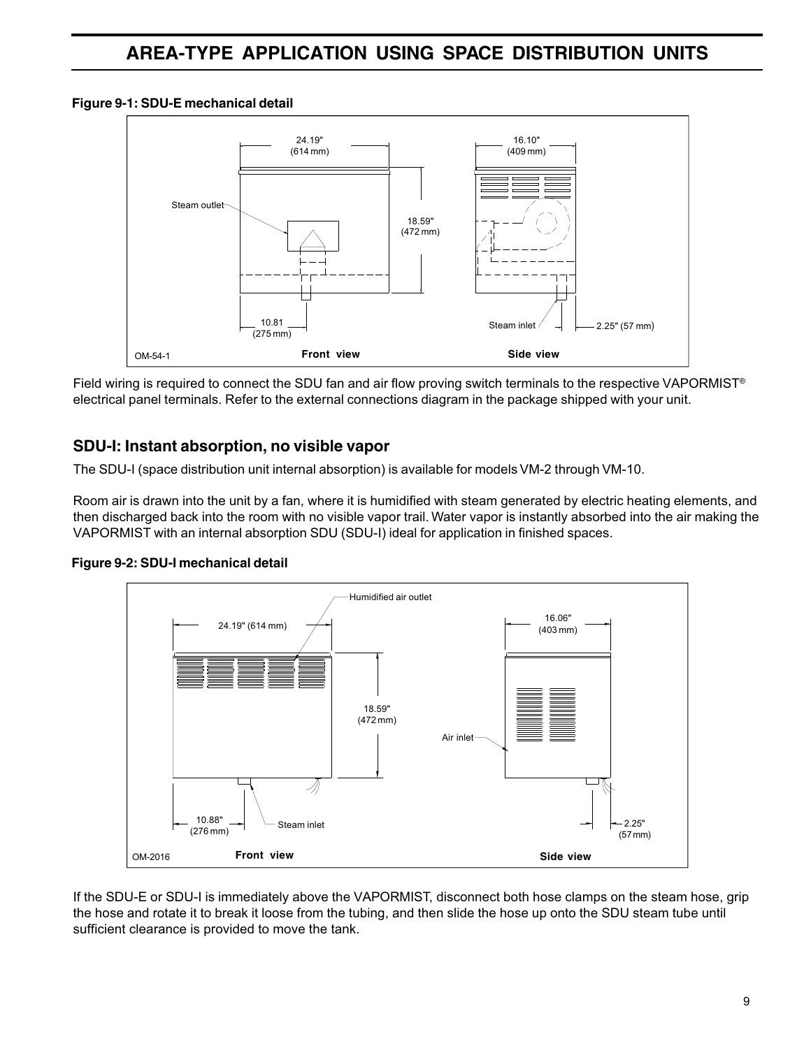# AREA-TYPE APPLICATION USING SPACE DISTRIBUTION UNITS

**Figure 9-1: SDU-E mechanical detail**

Field wiring is required to connect the SDU fan and air flow proving switch terminals to the respective VAPORMIST® electrical panel terminals. Refer to the external connections diagram in the package shipped with your unit.

## SDU-I: Instant absorption, no visible vapor

The SDU-I (space distribution unit internal absorption) is available for models VM-2 through VM-10.

Room air is drawn into the unit by a fan, where it is humidified with steam generated by electric heating elements, and then discharged back into the room with no visible vapor trail. Water vapor is instantly absorbed into the air making the VAPORMIST with an internal absorption SDU (SDU-I) ideal for application in finished spaces.

**Figure 9-2: SDU-I mechanical detail**

If the SDU-E or SDU-I is immediately above the VAPORMIST, disconnect both hose clamps on the steam hose, grip the hose and rotate it to break it loose from the tubing, and then slide the hose up onto the SDU steam tube until sufficient clearance is provided to move the tank.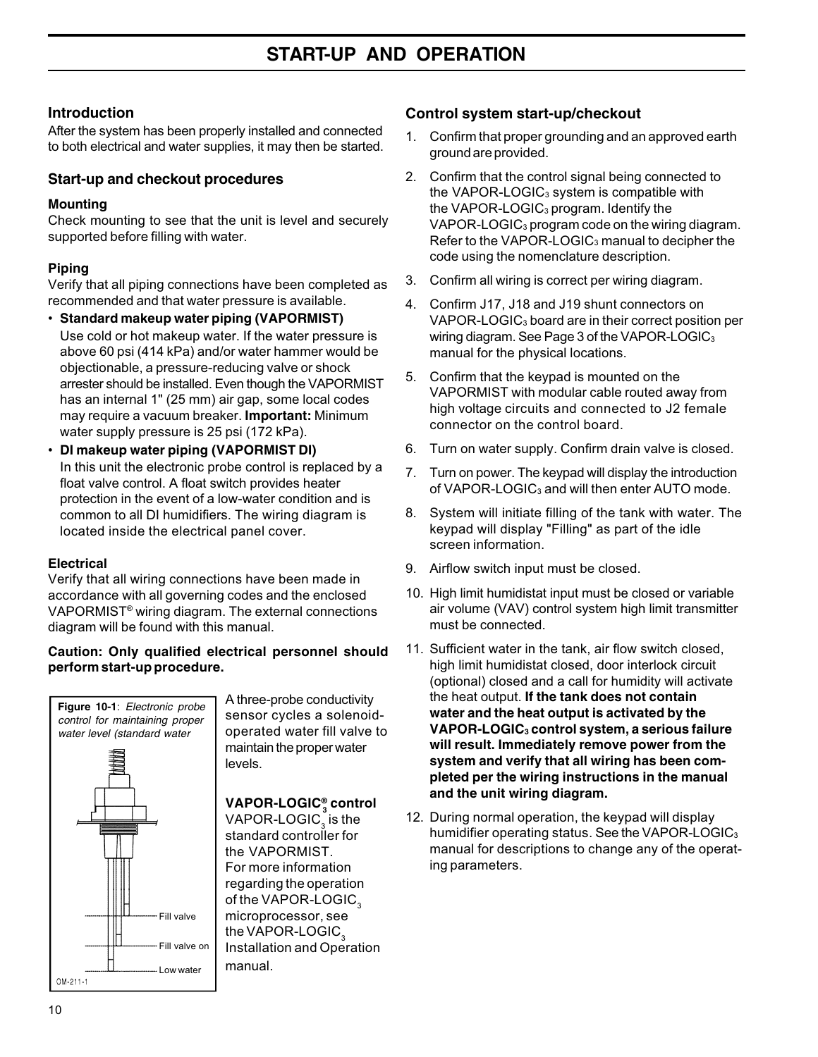# START-UP AND OPERATION

## Introduction

After the system has been properly installed and connected to both electrical and water supplies, it may then be started.

## Start-up and checkout procedures

### Mounting

Check mounting to see that the unit is level and securely supported before filling with water.

### Piping

Verify that all piping connections have been completed as recommended and that water pressure is available.

- **Standard makeup water piping (VAPORMIST)**
  Use cold or hot makeup water. If the water pressure is above 60 psi (414 kPa) and/or water hammer would be objectionable, a pressure-reducing valve or shock arrester should be installed. Even though the VAPORMIST has an internal 1" (25 mm) air gap, some local codes may require a vacuum breaker. **Important:** Minimum water supply pressure is 25 psi (172 kPa).
- **DI makeup water piping (VAPORMIST DI)**
  In this unit the electronic probe control is replaced by a float valve control. A float switch provides heater protection in the event of a low-water condition and is common to all DI humidifiers. The wiring diagram is located inside the electrical panel cover.

### Electrical

Verify that all wiring connections have been made in accordance with all governing codes and the enclosed VAPORMIST® wiring diagram. The external connections diagram will be found with this manual.

**Caution: Only qualified electrical personnel should perform start-up procedure.**

**Figure 10-1**: *Electronic probe control for maintaining proper water level (standard water*

Fill valve
Fill valve on
Low water
OM-211-1

A three-probe conductivity sensor cycles a solenoid-operated water fill valve to maintain the proper water levels.

**VAPOR-LOGIC$_3^{®}$ control**

VAPOR-LOGIC$_3$ is the standard controller for the VAPORMIST. For more information regarding the operation of the VAPOR-LOGIC$_3$ microprocessor, see the VAPOR-LOGIC$_3$ Installation and Operation manual.

## Control system start-up/checkout

1. Confirm that proper grounding and an approved earth ground are provided.
2. Confirm that the control signal being connected to the VAPOR-LOGIC$_3$ system is compatible with the VAPOR-LOGIC$_3$ program. Identify the VAPOR-LOGIC$_3$ program code on the wiring diagram. Refer to the VAPOR-LOGIC$_3$ manual to decipher the code using the nomenclature description.
3. Confirm all wiring is correct per wiring diagram.
4. Confirm J17, J18 and J19 shunt connectors on VAPOR-LOGIC$_3$ board are in their correct position per wiring diagram. See Page 3 of the VAPOR-LOGIC$_3$ manual for the physical locations.
5. Confirm that the keypad is mounted on the VAPORMIST with modular cable routed away from high voltage circuits and connected to J2 female connector on the control board.
6. Turn on water supply. Confirm drain valve is closed.
7. Turn on power. The keypad will display the introduction of VAPOR-LOGIC$_3$ and will then enter AUTO mode.
8. System will initiate filling of the tank with water. The keypad will display "Filling" as part of the idle screen information.
9. Airflow switch input must be closed.
10. High limit humidistat input must be closed or variable air volume (VAV) control system high limit transmitter must be connected.
11. Sufficient water in the tank, air flow switch closed, high limit humidistat closed, door interlock circuit (optional) closed and a call for humidity will activate the heat output. **If the tank does not contain water and the heat output is activated by the VAPOR-LOGIC$_3$ control system, a serious failure will result. Immediately remove power from the system and verify that all wiring has been completed per the wiring instructions in the manual and the unit wiring diagram.**
12. During normal operation, the keypad will display humidifier operating status. See the VAPOR-LOGIC$_3$ manual for descriptions to change any of the operating parameters.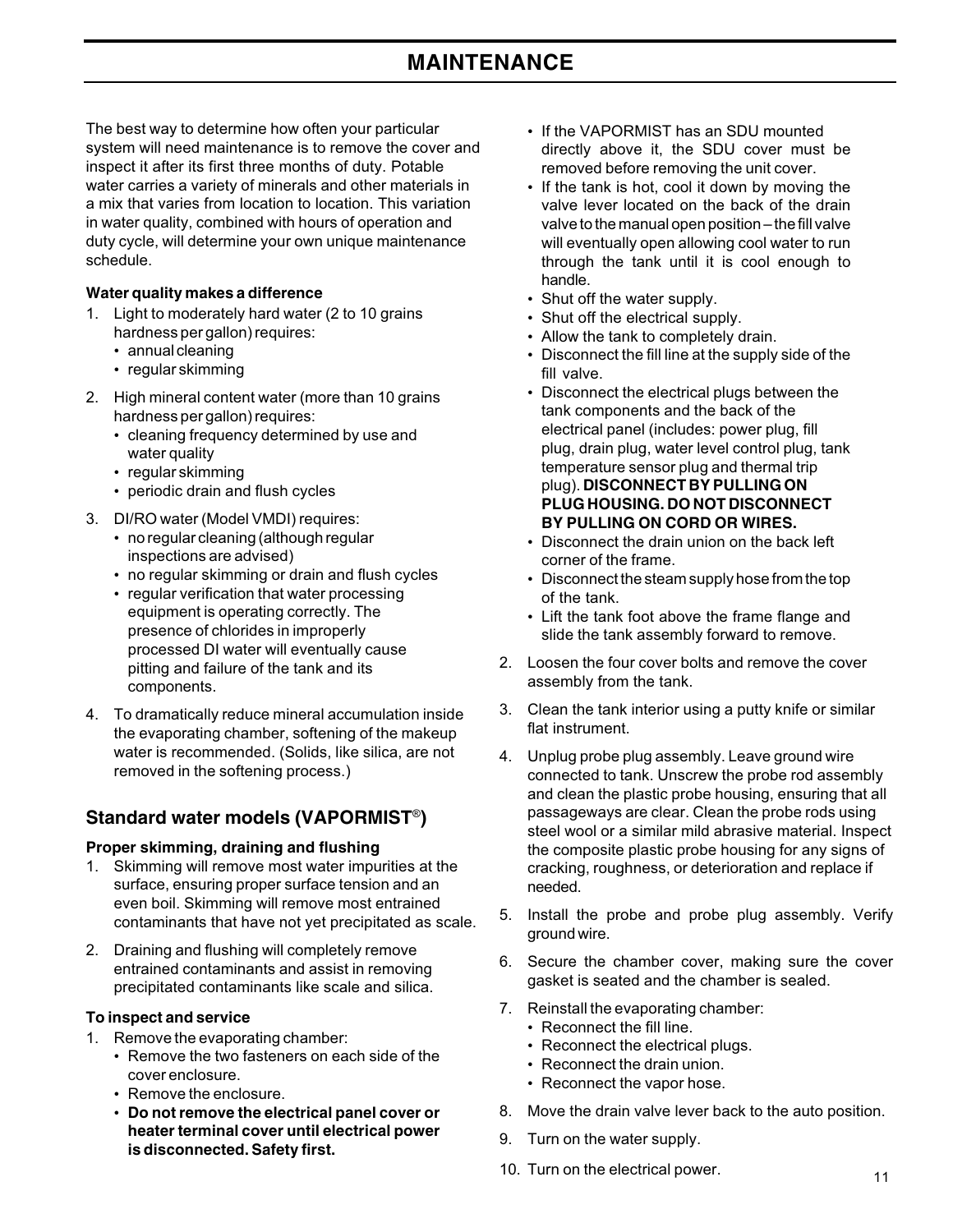// MAINTENANCE

The best way to determine how often your particular system will need maintenance is to remove the cover and inspect it after its first three months of duty. Potable water carries a variety of minerals and other materials in a mix that varies from location to location. This variation in water quality, combined with hours of operation and duty cycle, will determine your own unique maintenance schedule.

**Water quality makes a difference**

1. Light to moderately hard water (2 to 10 grains hardness per gallon) requires:
   - annual cleaning
   - regular skimming
2. High mineral content water (more than 10 grains hardness per gallon) requires:
   - cleaning frequency determined by use and water quality
   - regular skimming
   - periodic drain and flush cycles
3. DI/RO water (Model VMDI) requires:
   - no regular cleaning (although regular inspections are advised)
   - no regular skimming or drain and flush cycles
   - regular verification that water processing equipment is operating correctly. The presence of chlorides in improperly processed DI water will eventually cause pitting and failure of the tank and its components.
4. To dramatically reduce mineral accumulation inside the evaporating chamber, softening of the makeup water is recommended. (Solids, like silica, are not removed in the softening process.)

## Standard water models (VAPORMIST®)

**Proper skimming, draining and flushing**

1. Skimming will remove most water impurities at the surface, ensuring proper surface tension and an even boil. Skimming will remove most entrained contaminants that have not yet precipitated as scale.
2. Draining and flushing will completely remove entrained contaminants and assist in removing precipitated contaminants like scale and silica.

**To inspect and service**

1. Remove the evaporating chamber:
   - Remove the two fasteners on each side of the cover enclosure.
   - Remove the enclosure.
   - **Do not remove the electrical panel cover or heater terminal cover until electrical power is disconnected. Safety first.**
   - If the VAPORMIST has an SDU mounted directly above it, the SDU cover must be removed before removing the unit cover.
   - If the tank is hot, cool it down by moving the valve lever located on the back of the drain valve to the manual open position – the fill valve will eventually open allowing cool water to run through the tank until it is cool enough to handle.
   - Shut off the water supply.
   - Shut off the electrical supply.
   - Allow the tank to completely drain.
   - Disconnect the fill line at the supply side of the fill valve.
   - Disconnect the electrical plugs between the tank components and the back of the electrical panel (includes: power plug, fill plug, drain plug, water level control plug, tank temperature sensor plug and thermal trip plug). **DISCONNECT BY PULLING ON PLUG HOUSING. DO NOT DISCONNECT BY PULLING ON CORD OR WIRES.**
   - Disconnect the drain union on the back left corner of the frame.
   - Disconnect the steam supply hose from the top of the tank.
   - Lift the tank foot above the frame flange and slide the tank assembly forward to remove.
2. Loosen the four cover bolts and remove the cover assembly from the tank.
3. Clean the tank interior using a putty knife or similar flat instrument.
4. Unplug probe plug assembly. Leave ground wire connected to tank. Unscrew the probe rod assembly and clean the plastic probe housing, ensuring that all passageways are clear. Clean the probe rods using steel wool or a similar mild abrasive material. Inspect the composite plastic probe housing for any signs of cracking, roughness, or deterioration and replace if needed.
5. Install the probe and probe plug assembly. Verify ground wire.
6. Secure the chamber cover, making sure the cover gasket is seated and the chamber is sealed.
7. Reinstall the evaporating chamber:
   - Reconnect the fill line.
   - Reconnect the electrical plugs.
   - Reconnect the drain union.
   - Reconnect the vapor hose.
8. Move the drain valve lever back to the auto position.
9. Turn on the water supply.
10. Turn on the electrical power.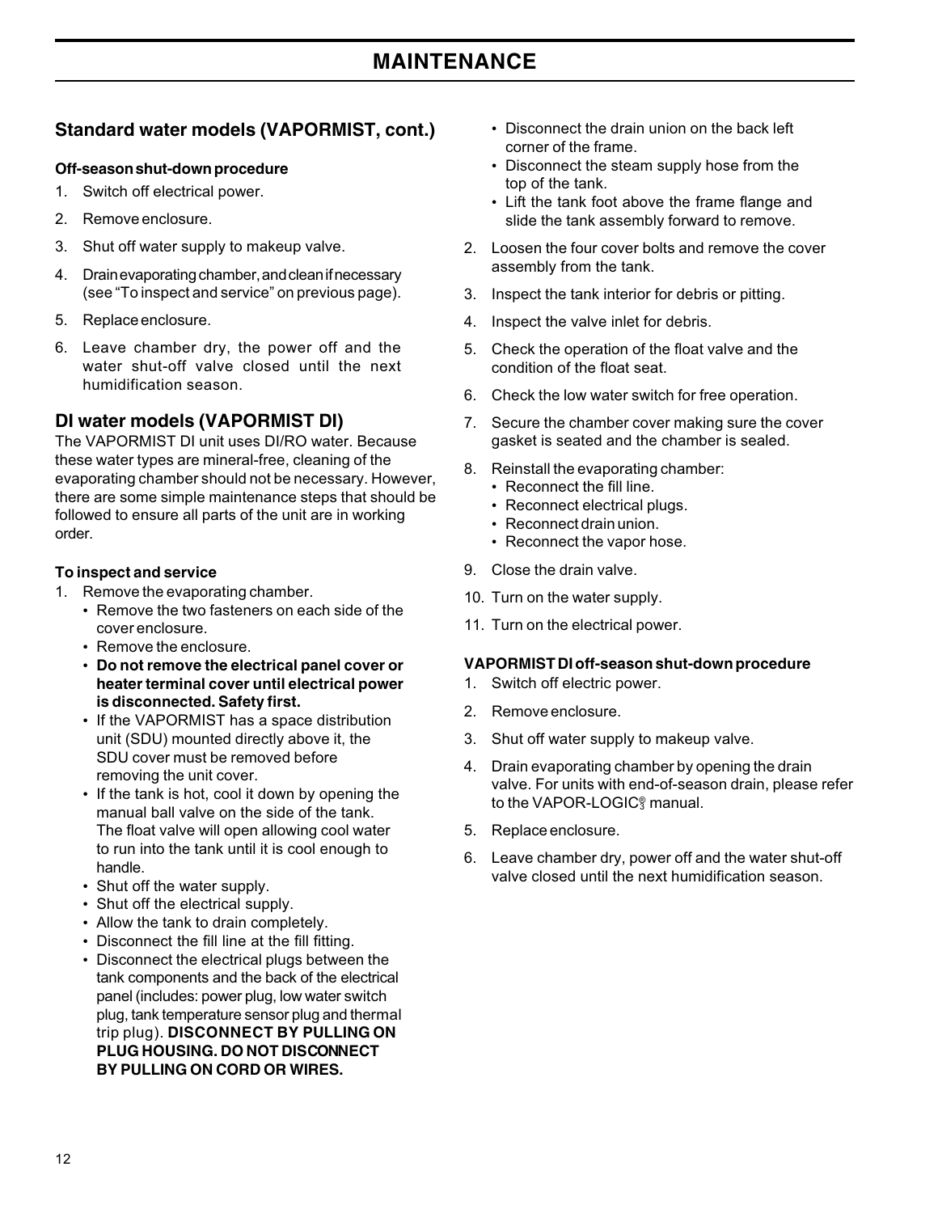# MAINTENANCE

## Standard water models (VAPORMIST, cont.)

#### Off-season shut-down procedure

1. Switch off electrical power.
2. Remove enclosure.
3. Shut off water supply to makeup valve.
4. Drain evaporating chamber, and clean if necessary (see "To inspect and service" on previous page).
5. Replace enclosure.
6. Leave chamber dry, the power off and the water shut-off valve closed until the next humidification season.

## DI water models (VAPORMIST DI)

The VAPORMIST DI unit uses DI/RO water. Because these water types are mineral-free, cleaning of the evaporating chamber should not be necessary. However, there are some simple maintenance steps that should be followed to ensure all parts of the unit are in working order.

#### To inspect and service

1. Remove the evaporating chamber.
   - Remove the two fasteners on each side of the cover enclosure.
   - Remove the enclosure.
   - **Do not remove the electrical panel cover or heater terminal cover until electrical power is disconnected. Safety first.**
   - If the VAPORMIST has a space distribution unit (SDU) mounted directly above it, the SDU cover must be removed before removing the unit cover.
   - If the tank is hot, cool it down by opening the manual ball valve on the side of the tank. The float valve will open allowing cool water to run into the tank until it is cool enough to handle.
   - Shut off the water supply.
   - Shut off the electrical supply.
   - Allow the tank to drain completely.
   - Disconnect the fill line at the fill fitting.
   - Disconnect the electrical plugs between the tank components and the back of the electrical panel (includes: power plug, low water switch plug, tank temperature sensor plug and thermal trip plug). **DISCONNECT BY PULLING ON PLUG HOUSING. DO NOT DISCONNECT BY PULLING ON CORD OR WIRES.**
   - Disconnect the drain union on the back left corner of the frame.
   - Disconnect the steam supply hose from the top of the tank.
   - Lift the tank foot above the frame flange and slide the tank assembly forward to remove.
2. Loosen the four cover bolts and remove the cover assembly from the tank.
3. Inspect the tank interior for debris or pitting.
4. Inspect the valve inlet for debris.
5. Check the operation of the float valve and the condition of the float seat.
6. Check the low water switch for free operation.
7. Secure the chamber cover making sure the cover gasket is seated and the chamber is sealed.
8. Reinstall the evaporating chamber:
   - Reconnect the fill line.
   - Reconnect electrical plugs.
   - Reconnect drain union.
   - Reconnect the vapor hose.
9. Close the drain valve.
10. Turn on the water supply.
11. Turn on the electrical power.

#### VAPORMIST DI off-season shut-down procedure

1. Switch off electric power.
2. Remove enclosure.
3. Shut off water supply to makeup valve.
4. Drain evaporating chamber by opening the drain valve. For units with end-of-season drain, please refer to the VAPOR-LOGIC® manual.
5. Replace enclosure.
6. Leave chamber dry, power off and the water shut-off valve closed until the next humidification season.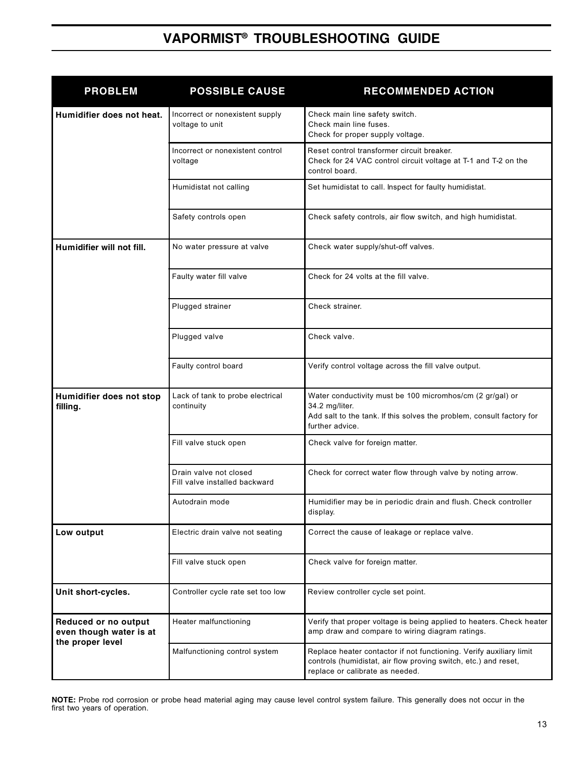# VAPORMIST® TROUBLESHOOTING GUIDE

| PROBLEM | POSSIBLE CAUSE | RECOMMENDED ACTION |
|---|---|---|
| **Humidifier does not heat.** | Incorrect or nonexistent supply voltage to unit | Check main line safety switch.<br>Check main line fuses.<br>Check for proper supply voltage. |
| | Incorrect or nonexistent control voltage | Reset control transformer circuit breaker.<br>Check for 24 VAC control circuit voltage at T-1 and T-2 on the control board. |
| | Humidistat not calling | Set humidistat to call. Inspect for faulty humidistat. |
| | Safety controls open | Check safety controls, air flow switch, and high humidistat. |
| **Humidifier will not fill.** | No water pressure at valve | Check water supply/shut-off valves. |
| | Faulty water fill valve | Check for 24 volts at the fill valve. |
| | Plugged strainer | Check strainer. |
| | Plugged valve | Check valve. |
| | Faulty control board | Verify control voltage across the fill valve output. |
| **Humidifier does not stop filling.** | Lack of tank to probe electrical continuity | Water conductivity must be 100 micromhos/cm (2 gr/gal) or 34.2 mg/liter.<br>Add salt to the tank. If this solves the problem, consult factory for further advice. |
| | Fill valve stuck open | Check valve for foreign matter. |
| | Drain valve not closed<br>Fill valve installed backward | Check for correct water flow through valve by noting arrow. |
| | Autodrain mode | Humidifier may be in periodic drain and flush. Check controller display. |
| **Low output** | Electric drain valve not seating | Correct the cause of leakage or replace valve. |
| | Fill valve stuck open | Check valve for foreign matter. |
| **Unit short-cycles.** | Controller cycle rate set too low | Review controller cycle set point. |
| **Reduced or no output even though water is at the proper level** | Heater malfunctioning | Verify that proper voltage is being applied to heaters. Check heater amp draw and compare to wiring diagram ratings. |
| | Malfunctioning control system | Replace heater contactor if not functioning. Verify auxiliary limit controls (humidistat, air flow proving switch, etc.) and reset, replace or calibrate as needed. |

**NOTE:** Probe rod corrosion or probe head material aging may cause level control system failure. This generally does not occur in the first two years of operation.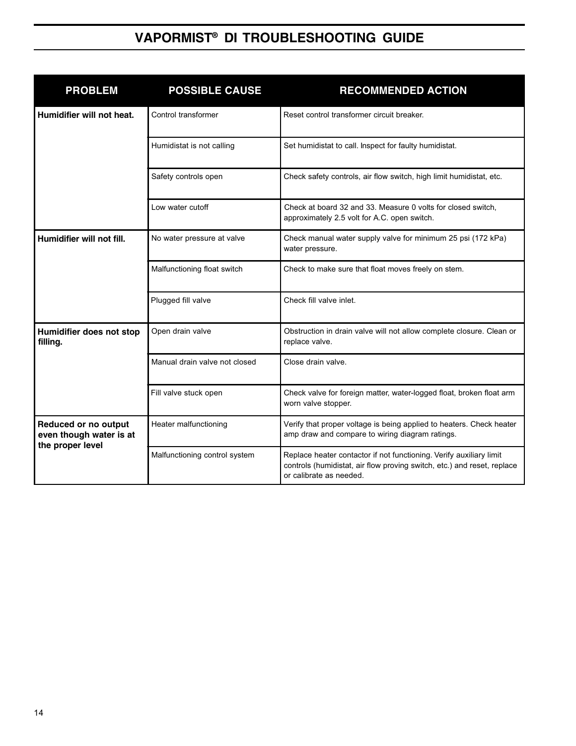# VAPORMIST® DI TROUBLESHOOTING GUIDE

| PROBLEM | POSSIBLE CAUSE | RECOMMENDED ACTION |
|---|---|---|
| **Humidifier will not heat.** | Control transformer | Reset control transformer circuit breaker. |
| | Humidistat is not calling | Set humidistat to call. Inspect for faulty humidistat. |
| | Safety controls open | Check safety controls, air flow switch, high limit humidistat, etc. |
| | Low water cutoff | Check at board 32 and 33. Measure 0 volts for closed switch, approximately 2.5 volt for A.C. open switch. |
| **Humidifier will not fill.** | No water pressure at valve | Check manual water supply valve for minimum 25 psi (172 kPa) water pressure. |
| | Malfunctioning float switch | Check to make sure that float moves freely on stem. |
| | Plugged fill valve | Check fill valve inlet. |
| **Humidifier does not stop filling.** | Open drain valve | Obstruction in drain valve will not allow complete closure. Clean or replace valve. |
| | Manual drain valve not closed | Close drain valve. |
| | Fill valve stuck open | Check valve for foreign matter, water-logged float, broken float arm worn valve stopper. |
| **Reduced or no output even though water is at the proper level** | Heater malfunctioning | Verify that proper voltage is being applied to heaters. Check heater amp draw and compare to wiring diagram ratings. |
| | Malfunctioning control system | Replace heater contactor if not functioning. Verify auxiliary limit controls (humidistat, air flow proving switch, etc.) and reset, replace or calibrate as needed. |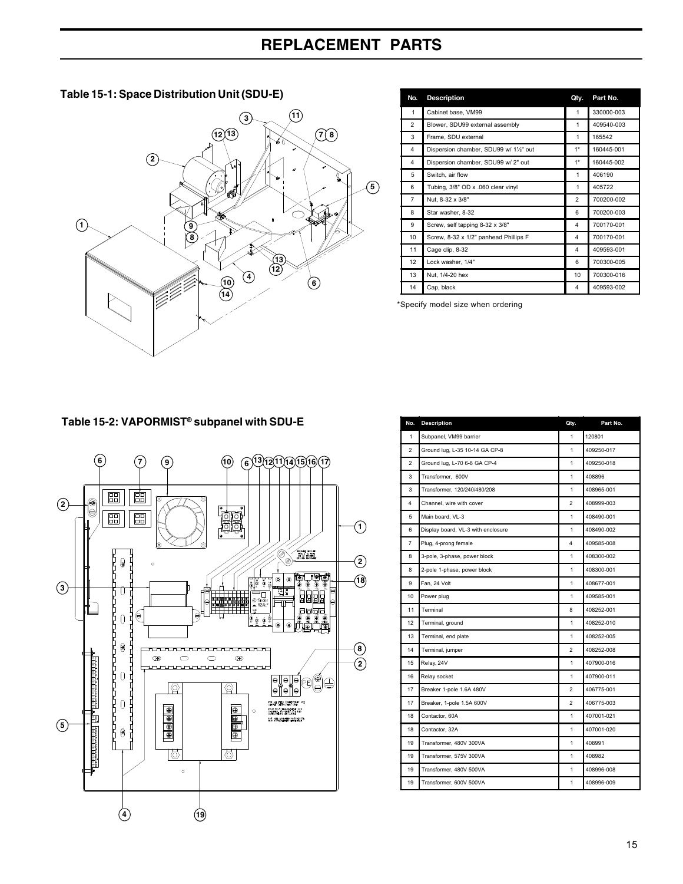# REPLACEMENT PARTS

## Table 15-1: Space Distribution Unit (SDU-E)

| No. | Description | Qty. | Part No. |
|---|---|---|---|
| 1 | Cabinet base, VM99 | 1 | 330000-003 |
| 2 | Blower, SDU99 external assembly | 1 | 409540-003 |
| 3 | Frame, SDU external | 1 | 165542 |
| 4 | Dispersion chamber, SDU99 w/ 1½" out | 1* | 160445-001 |
| 4 | Dispersion chamber, SDU99 w/ 2" out | 1* | 160445-002 |
| 5 | Switch, air flow | 1 | 406190 |
| 6 | Tubing, 3/8" OD x .060 clear vinyl | 1 | 405722 |
| 7 | Nut, 8-32 x 3/8" | 2 | 700200-002 |
| 8 | Star washer, 8-32 | 6 | 700200-003 |
| 9 | Screw, self tapping 8-32 x 3/8" | 4 | 700170-001 |
| 10 | Screw, 8-32 x 1/2" panhead Phillips F | 4 | 700170-001 |
| 11 | Cage clip, 8-32 | 4 | 409593-001 |
| 12 | Lock washer, 1/4" | 6 | 700300-005 |
| 13 | Nut, 1/4-20 hex | 10 | 700300-016 |
| 14 | Cap, black | 4 | 409593-002 |

*Specify model size when ordering

## Table 15-2: VAPORMIST® subpanel with SDU-E

| No. | Description | Qty. | Part No. |
|---|---|---|---|
| 1 | Subpanel, VM99 barrier | 1 | 120801 |
| 2 | Ground lug, L-35 10-14 GA CP-8 | 1 | 409250-017 |
| 2 | Ground lug, L-70 6-8 GA CP-4 | 1 | 409250-018 |
| 3 | Transformer, 600V | 1 | 408896 |
| 3 | Transformer, 120/240/480/208 | 1 | 408965-001 |
| 4 | Channel, wire with cover | 2 | 408999-003 |
| 5 | Main board, VL-3 | 1 | 408490-001 |
| 6 | Display board, VL-3 with enclosure | 1 | 408490-002 |
| 7 | Plug, 4-prong female | 4 | 409585-008 |
| 8 | 3-pole, 3-phase, power block | 1 | 408300-002 |
| 8 | 2-pole 1-phase, power block | 1 | 408300-001 |
| 9 | Fan, 24 Volt | 1 | 408677-001 |
| 10 | Power plug | 1 | 409585-001 |
| 11 | Terminal | 8 | 408252-001 |
| 12 | Terminal, ground | 1 | 408252-010 |
| 13 | Terminal, end plate | 1 | 408252-005 |
| 14 | Terminal, jumper | 2 | 408252-008 |
| 15 | Relay, 24V | 1 | 407900-016 |
| 16 | Relay socket | 1 | 407900-011 |
| 17 | Breaker 1-pole 1.6A 480V | 2 | 406775-001 |
| 17 | Breaker, 1-pole 1.5A 600V | 2 | 406775-003 |
| 18 | Contactor, 60A | 1 | 407001-021 |
| 18 | Contactor, 32A | 1 | 407001-020 |
| 19 | Transformer, 480V 300VA | 1 | 408991 |
| 19 | Transformer, 575V 300VA | 1 | 408982 |
| 19 | Transformer, 480V 500VA | 1 | 408996-008 |
| 19 | Transformer, 600V 500VA | 1 | 408996-009 |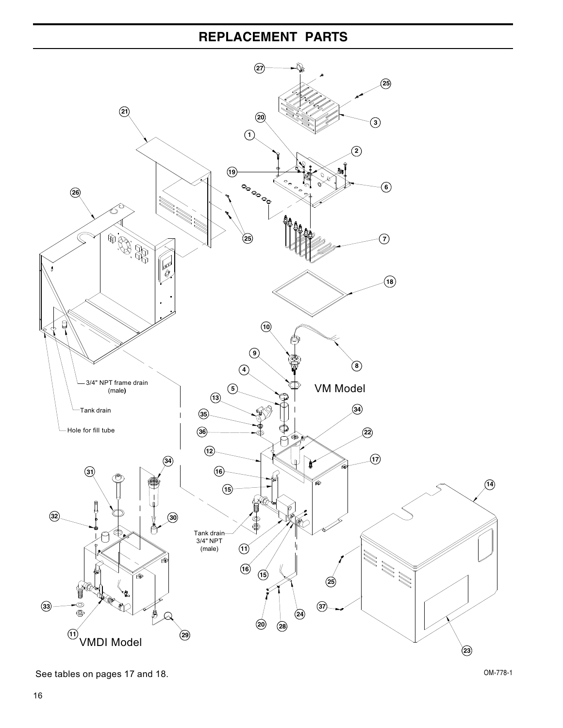# REPLACEMENT PARTS

3/4" NPT frame drain (male)

Tank drain

Hole for fill tube

VM Model

Tank drain 3/4" NPT (male)

VMDI Model

See tables on pages 17 and 18.

OM-778-1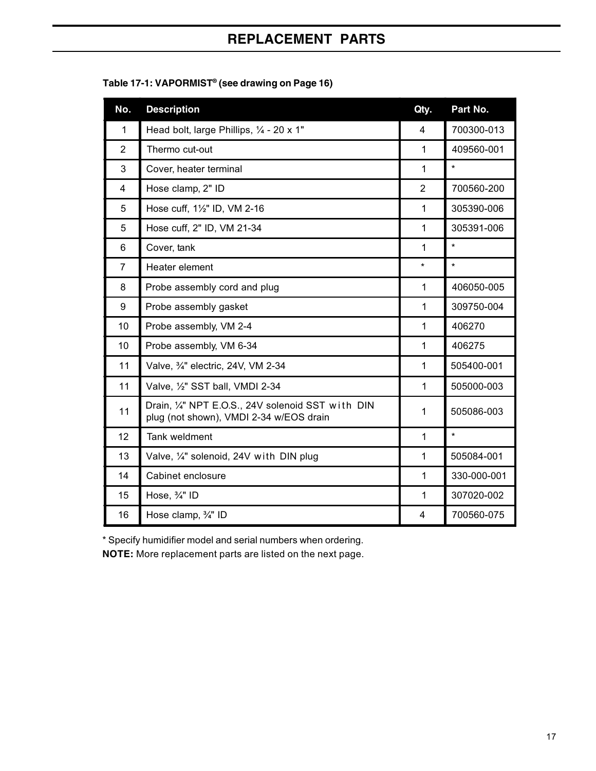# REPLACEMENT PARTS

**Table 17-1: VAPORMIST® (see drawing on Page 16)**

| No. | Description | Qty. | Part No. |
|---|---|---|---|
| 1 | Head bolt, large Phillips, ¼ - 20 x 1" | 4 | 700300-013 |
| 2 | Thermo cut-out | 1 | 409560-001 |
| 3 | Cover, heater terminal | 1 | * |
| 4 | Hose clamp, 2" ID | 2 | 700560-200 |
| 5 | Hose cuff, 1½" ID, VM 2-16 | 1 | 305390-006 |
| 5 | Hose cuff, 2" ID, VM 21-34 | 1 | 305391-006 |
| 6 | Cover, tank | 1 | * |
| 7 | Heater element | * | * |
| 8 | Probe assembly cord and plug | 1 | 406050-005 |
| 9 | Probe assembly gasket | 1 | 309750-004 |
| 10 | Probe assembly, VM 2-4 | 1 | 406270 |
| 10 | Probe assembly, VM 6-34 | 1 | 406275 |
| 11 | Valve, ¾" electric, 24V, VM 2-34 | 1 | 505400-001 |
| 11 | Valve, ½" SST ball, VMDI 2-34 | 1 | 505000-003 |
| 11 | Drain, ¼" NPT E.O.S., 24V solenoid SST with DIN plug (not shown), VMDI 2-34 w/EOS drain | 1 | 505086-003 |
| 12 | Tank weldment | 1 | * |
| 13 | Valve, ¼" solenoid, 24V with DIN plug | 1 | 505084-001 |
| 14 | Cabinet enclosure | 1 | 330-000-001 |
| 15 | Hose, ¾" ID | 1 | 307020-002 |
| 16 | Hose clamp, ¾" ID | 4 | 700560-075 |

* Specify humidifier model and serial numbers when ordering.

**NOTE:** More replacement parts are listed on the next page.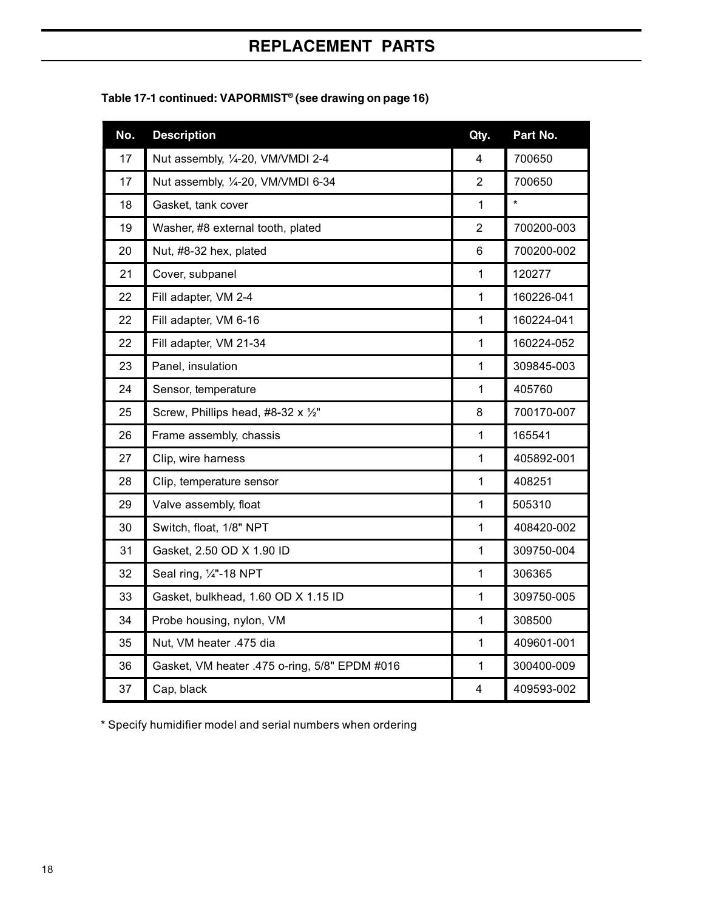# REPLACEMENT PARTS

**Table 17-1 continued: VAPORMIST® (see drawing on page 16)**

| No. | Description | Qty. | Part No. |
|---|---|---|---|
| 17 | Nut assembly, ¼-20, VM/VMDI 2-4 | 4 | 700650 |
| 17 | Nut assembly, ¼-20, VM/VMDI 6-34 | 2 | 700650 |
| 18 | Gasket, tank cover | 1 | * |
| 19 | Washer, #8 external tooth, plated | 2 | 700200-003 |
| 20 | Nut, #8-32 hex, plated | 6 | 700200-002 |
| 21 | Cover, subpanel | 1 | 120277 |
| 22 | Fill adapter, VM 2-4 | 1 | 160226-041 |
| 22 | Fill adapter, VM 6-16 | 1 | 160224-041 |
| 22 | Fill adapter, VM 21-34 | 1 | 160224-052 |
| 23 | Panel, insulation | 1 | 309845-003 |
| 24 | Sensor, temperature | 1 | 405760 |
| 25 | Screw, Phillips head, #8-32 x ½" | 8 | 700170-007 |
| 26 | Frame assembly, chassis | 1 | 165541 |
| 27 | Clip, wire harness | 1 | 405892-001 |
| 28 | Clip, temperature sensor | 1 | 408251 |
| 29 | Valve assembly, float | 1 | 505310 |
| 30 | Switch, float, 1/8" NPT | 1 | 408420-002 |
| 31 | Gasket, 2.50 OD X 1.90 ID | 1 | 309750-004 |
| 32 | Seal ring, ¼"-18 NPT | 1 | 306365 |
| 33 | Gasket, bulkhead, 1.60 OD X 1.15 ID | 1 | 309750-005 |
| 34 | Probe housing, nylon, VM | 1 | 308500 |
| 35 | Nut, VM heater .475 dia | 1 | 409601-001 |
| 36 | Gasket, VM heater .475 o-ring, 5/8" EPDM #016 | 1 | 300400-009 |
| 37 | Cap, black | 4 | 409593-002 |

* Specify humidifier model and serial numbers when ordering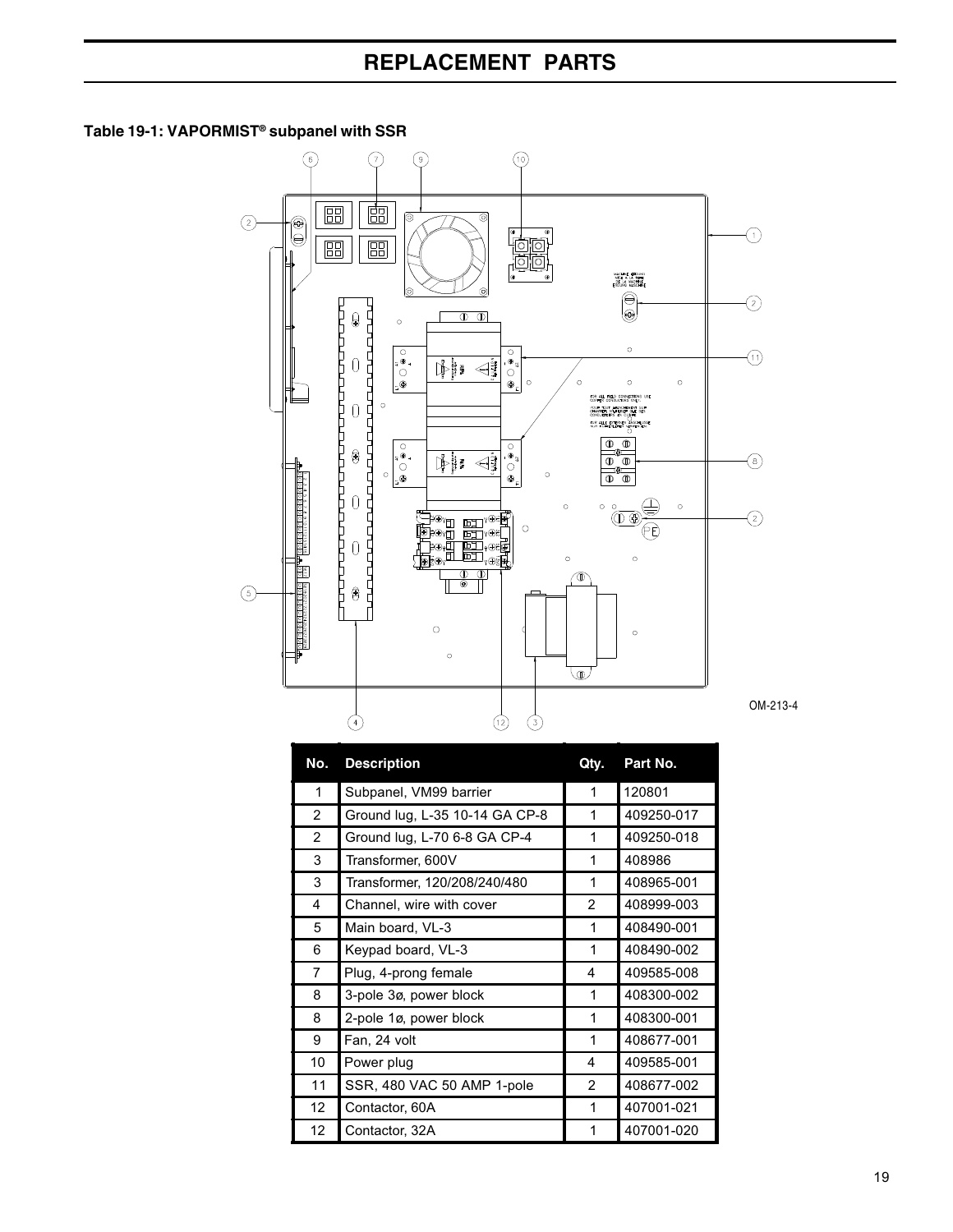# REPLACEMENT PARTS

**Table 19-1: VAPORMIST® subpanel with SSR**

OM-213-4

| No. | Description | Qty. | Part No. |
|---|---|---|---|
| 1 | Subpanel, VM99 barrier | 1 | 120801 |
| 2 | Ground lug, L-35 10-14 GA CP-8 | 1 | 409250-017 |
| 2 | Ground lug, L-70 6-8 GA CP-4 | 1 | 409250-018 |
| 3 | Transformer, 600V | 1 | 408986 |
| 3 | Transformer, 120/208/240/480 | 1 | 408965-001 |
| 4 | Channel, wire with cover | 2 | 408999-003 |
| 5 | Main board, VL-3 | 1 | 408490-001 |
| 6 | Keypad board, VL-3 | 1 | 408490-002 |
| 7 | Plug, 4-prong female | 4 | 409585-008 |
| 8 | 3-pole 3ø, power block | 1 | 408300-002 |
| 8 | 2-pole 1ø, power block | 1 | 408300-001 |
| 9 | Fan, 24 volt | 1 | 408677-001 |
| 10 | Power plug | 4 | 409585-001 |
| 11 | SSR, 480 VAC 50 AMP 1-pole | 2 | 408677-002 |
| 12 | Contactor, 60A | 1 | 407001-021 |
| 12 | Contactor, 32A | 1 | 407001-020 |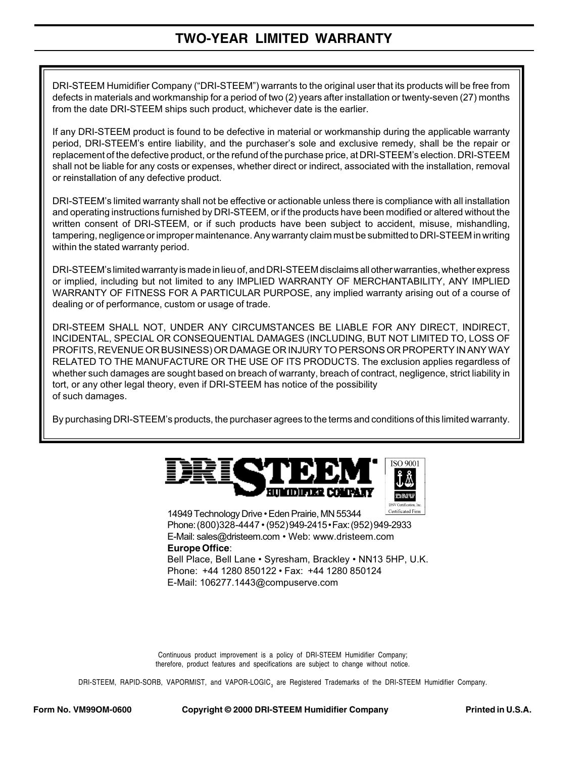# TWO-YEAR LIMITED WARRANTY

DRI-STEEM Humidifier Company ("DRI-STEEM") warrants to the original user that its products will be free from defects in materials and workmanship for a period of two (2) years after installation or twenty-seven (27) months from the date DRI-STEEM ships such product, whichever date is the earlier.

If any DRI-STEEM product is found to be defective in material or workmanship during the applicable warranty period, DRI-STEEM's entire liability, and the purchaser's sole and exclusive remedy, shall be the repair or replacement of the defective product, or the refund of the purchase price, at DRI-STEEM's election. DRI-STEEM shall not be liable for any costs or expenses, whether direct or indirect, associated with the installation, removal or reinstallation of any defective product.

DRI-STEEM's limited warranty shall not be effective or actionable unless there is compliance with all installation and operating instructions furnished by DRI-STEEM, or if the products have been modified or altered without the written consent of DRI-STEEM, or if such products have been subject to accident, misuse, mishandling, tampering, negligence or improper maintenance. Any warranty claim must be submitted to DRI-STEEM in writing within the stated warranty period.

DRI-STEEM's limited warranty is made in lieu of, and DRI-STEEM disclaims all other warranties, whether express or implied, including but not limited to any IMPLIED WARRANTY OF MERCHANTABILITY, ANY IMPLIED WARRANTY OF FITNESS FOR A PARTICULAR PURPOSE, any implied warranty arising out of a course of dealing or of performance, custom or usage of trade.

DRI-STEEM SHALL NOT, UNDER ANY CIRCUMSTANCES BE LIABLE FOR ANY DIRECT, INDIRECT, INCIDENTAL, SPECIAL OR CONSEQUENTIAL DAMAGES (INCLUDING, BUT NOT LIMITED TO, LOSS OF PROFITS, REVENUE OR BUSINESS) OR DAMAGE OR INJURY TO PERSONS OR PROPERTY IN ANY WAY RELATED TO THE MANUFACTURE OR THE USE OF ITS PRODUCTS. The exclusion applies regardless of whether such damages are sought based on breach of warranty, breach of contract, negligence, strict liability in tort, or any other legal theory, even if DRI-STEEM has notice of the possibility of such damages.

By purchasing DRI-STEEM's products, the purchaser agrees to the terms and conditions of this limited warranty.

DRI-STEEM HUMIDIFIER COMPANY

ISO 9001
DNV
DNV Certification, Inc.
Certificated Firm

14949 Technology Drive • Eden Prairie, MN 55344
Phone: (800)328-4447 • (952) 949-2415 • Fax: (952) 949-2933
E-Mail: sales@dristeem.com • Web: www.dristeem.com
**Europe Office**:
Bell Place, Bell Lane • Syresham, Brackley • NN13 5HP, U.K.
Phone: +44 1280 850122 • Fax: +44 1280 850124
E-Mail: 106277.1443@compuserve.com

Continuous product improvement is a policy of DRI-STEEM Humidifier Company; therefore, product features and specifications are subject to change without notice.

DRI-STEEM, RAPID-SORB, VAPORMIST, and VAPOR-LOGIC$_3$ are Registered Trademarks of the DRI-STEEM Humidifier Company.

**Form No. VM99OM-0600** **Copyright © 2000 DRI-STEEM Humidifier Company** **Printed in U.S.A.**